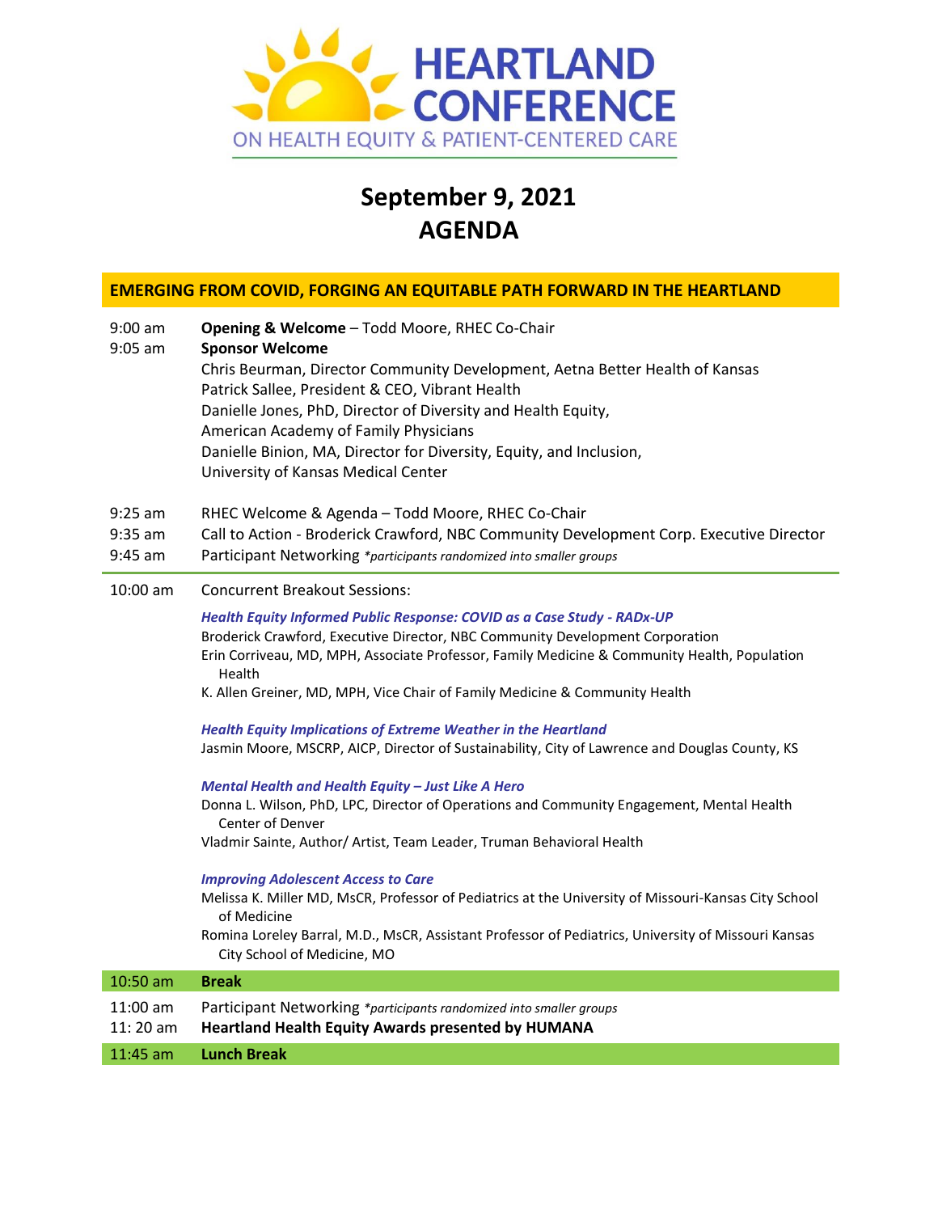# HEARTLAND CONFERENCE

ON HEALTH EQUITY & PATIENT-CENTERED CARE

## September 9, 2021
## AGENDA

### EMERGING FROM COVID, FORGING AN EQUITABLE PATH FORWARD IN THE HEARTLAND

| Time | Session |
|---|---|
| 9:00 am | **Opening & Welcome** – Todd Moore, RHEC Co-Chair |
| 9:05 am | **Sponsor Welcome**<br>Chris Beurman, Director Community Development, Aetna Better Health of Kansas<br>Patrick Sallee, President & CEO, Vibrant Health<br>Danielle Jones, PhD, Director of Diversity and Health Equity, American Academy of Family Physicians<br>Danielle Binion, MA, Director for Diversity, Equity, and Inclusion, University of Kansas Medical Center |
| 9:25 am | RHEC Welcome & Agenda – Todd Moore, RHEC Co-Chair |
| 9:35 am | Call to Action - Broderick Crawford, NBC Community Development Corp. Executive Director |
| 9:45 am | Participant Networking *\*participants randomized into smaller groups* |
| 10:00 am | Concurrent Breakout Sessions:<br><br>***Health Equity Informed Public Response: COVID as a Case Study - RADx-UP***<br>Broderick Crawford, Executive Director, NBC Community Development Corporation<br>Erin Corriveau, MD, MPH, Associate Professor, Family Medicine & Community Health, Population Health<br>K. Allen Greiner, MD, MPH, Vice Chair of Family Medicine & Community Health<br><br>***Health Equity Implications of Extreme Weather in the Heartland***<br>Jasmin Moore, MSCRP, AICP, Director of Sustainability, City of Lawrence and Douglas County, KS<br><br>***Mental Health and Health Equity – Just Like A Hero***<br>Donna L. Wilson, PhD, LPC, Director of Operations and Community Engagement, Mental Health Center of Denver<br>Vladmir Sainte, Author/ Artist, Team Leader, Truman Behavioral Health<br><br>***Improving Adolescent Access to Care***<br>Melissa K. Miller MD, MsCR, Professor of Pediatrics at the University of Missouri-Kansas City School of Medicine<br>Romina Loreley Barral, M.D., MsCR, Assistant Professor of Pediatrics, University of Missouri Kansas City School of Medicine, MO |
| 10:50 am | **Break** |
| 11:00 am | Participant Networking *\*participants randomized into smaller groups* |
| 11: 20 am | **Heartland Health Equity Awards presented by HUMANA** |
| 11:45 am | **Lunch Break** |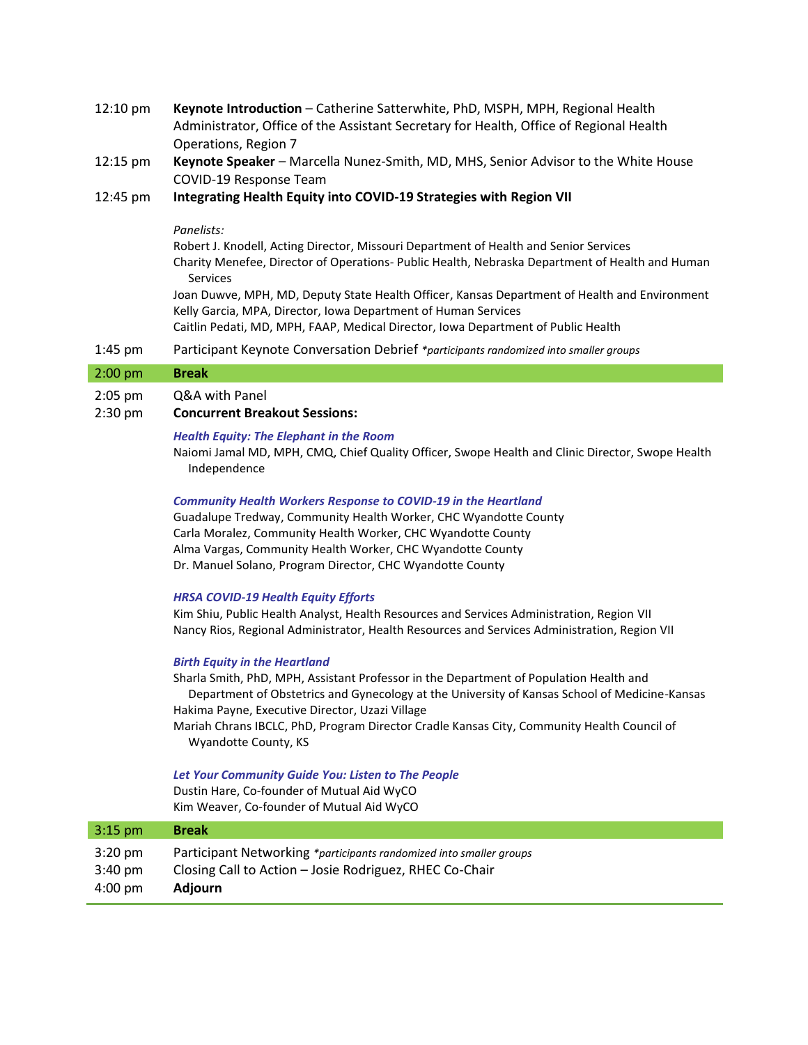12:10 pm **Keynote Introduction** – Catherine Satterwhite, PhD, MSPH, MPH, Regional Health Administrator, Office of the Assistant Secretary for Health, Office of Regional Health Operations, Region 7

12:15 pm **Keynote Speaker** – Marcella Nunez-Smith, MD, MHS, Senior Advisor to the White House COVID-19 Response Team

12:45 pm **Integrating Health Equity into COVID-19 Strategies with Region VII**

*Panelists:*
Robert J. Knodell, Acting Director, Missouri Department of Health and Senior Services
Charity Menefee, Director of Operations- Public Health, Nebraska Department of Health and Human Services
Joan Duwve, MPH, MD, Deputy State Health Officer, Kansas Department of Health and Environment
Kelly Garcia, MPA, Director, Iowa Department of Human Services
Caitlin Pedati, MD, MPH, FAAP, Medical Director, Iowa Department of Public Health

1:45 pm Participant Keynote Conversation Debrief *\*participants randomized into smaller groups*

2:00 pm **Break**

2:05 pm Q&A with Panel

2:30 pm **Concurrent Breakout Sessions:**

***Health Equity: The Elephant in the Room***
Naiomi Jamal MD, MPH, CMQ, Chief Quality Officer, Swope Health and Clinic Director, Swope Health Independence

***Community Health Workers Response to COVID-19 in the Heartland***
Guadalupe Tredway, Community Health Worker, CHC Wyandotte County
Carla Moralez, Community Health Worker, CHC Wyandotte County
Alma Vargas, Community Health Worker, CHC Wyandotte County
Dr. Manuel Solano, Program Director, CHC Wyandotte County

***HRSA COVID-19 Health Equity Efforts***
Kim Shiu, Public Health Analyst, Health Resources and Services Administration, Region VII
Nancy Rios, Regional Administrator, Health Resources and Services Administration, Region VII

***Birth Equity in the Heartland***
Sharla Smith, PhD, MPH, Assistant Professor in the Department of Population Health and Department of Obstetrics and Gynecology at the University of Kansas School of Medicine-Kansas
Hakima Payne, Executive Director, Uzazi Village
Mariah Chrans IBCLC, PhD, Program Director Cradle Kansas City, Community Health Council of Wyandotte County, KS

***Let Your Community Guide You: Listen to The People***
Dustin Hare, Co-founder of Mutual Aid WyCO
Kim Weaver, Co-founder of Mutual Aid WyCO

3:15 pm **Break**

3:20 pm Participant Networking *\*participants randomized into smaller groups*

3:40 pm Closing Call to Action – Josie Rodriguez, RHEC Co-Chair

4:00 pm **Adjourn**